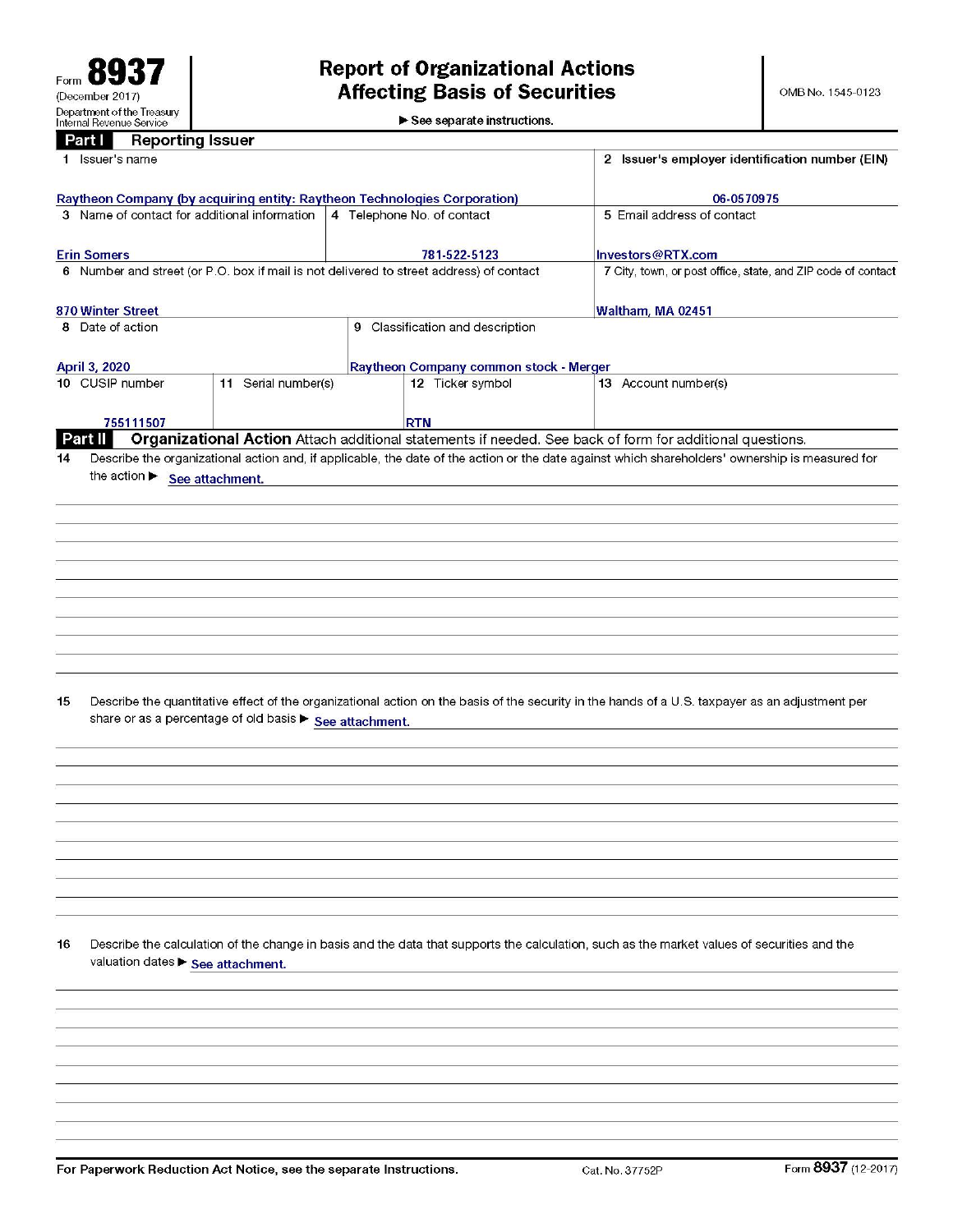Form **8937**
(December 2017)
Department of the Treasury
Internal Revenue Service

# Report of Organizational Actions Affecting Basis of Securities

► See separate instructions.

OMB No. 1545-0123

## Part I Reporting Issuer

| | |
|---|---|
| 1 Issuer's name: Raytheon Company (by acquiring entity: Raytheon Technologies Corporation) | 2 Issuer's employer identification number (EIN): 06-0570975 |
| 3 Name of contact for additional information: Erin Somers | 4 Telephone No. of contact: 781-522-5123 |
| 5 Email address of contact: Investors@RTX.com | |
| 6 Number and street (or P.O. box if mail is not delivered to street address) of contact: 870 Winter Street | 7 City, town, or post office, state, and ZIP code of contact: Waltham, MA 02451 |
| 8 Date of action: April 3, 2020 | 9 Classification and description: Raytheon Company common stock - Merger |
| 10 CUSIP number: 755111507 | 11 Serial number(s): |
| 12 Ticker symbol: RTN | 13 Account number(s): |

## Part II Organizational Action

Attach additional statements if needed. See back of form for additional questions.

**14** Describe the organizational action and, if applicable, the date of the action or the date against which shareholders' ownership is measured for the action ► See attachment.

**15** Describe the quantitative effect of the organizational action on the basis of the security in the hands of a U.S. taxpayer as an adjustment per share or as a percentage of old basis ► See attachment.

**16** Describe the calculation of the change in basis and the data that supports the calculation, such as the market values of securities and the valuation dates ► See attachment.

For Paperwork Reduction Act Notice, see the separate Instructions. Cat. No. 37752P Form **8937** (12-2017)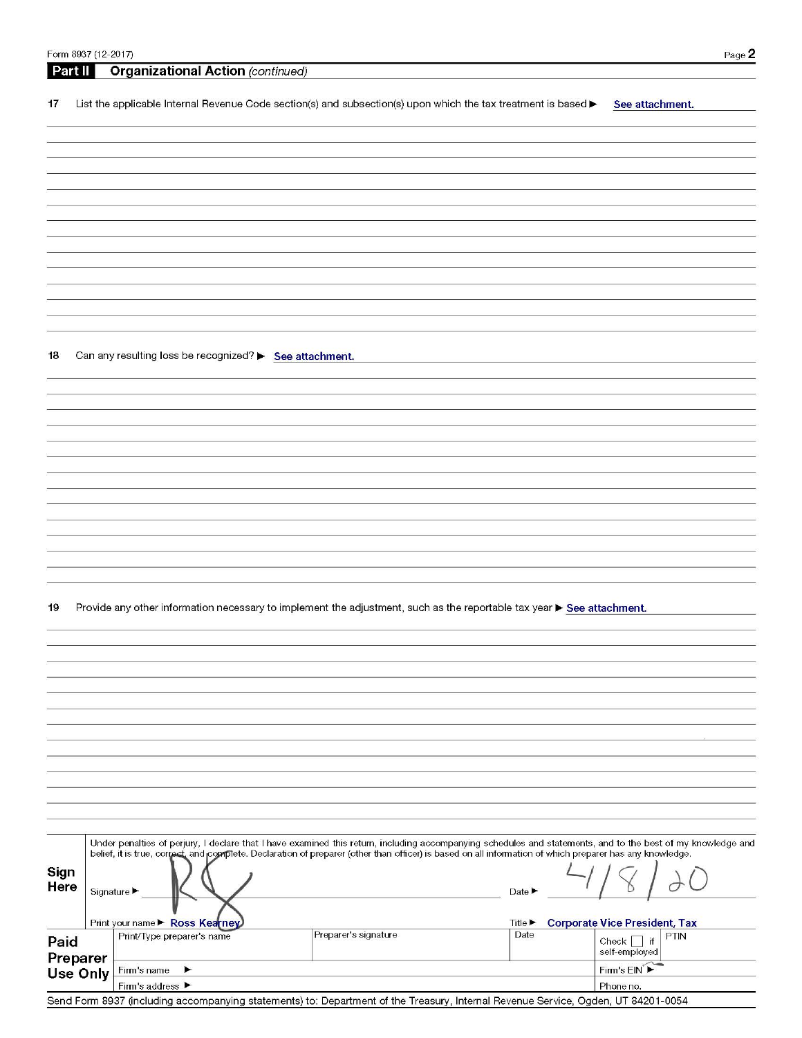Form 8937 (12-2017)

## Part II Organizational Action *(continued)*

**17** List the applicable Internal Revenue Code section(s) and subsection(s) upon which the tax treatment is based ▶ See attachment.

**18** Can any resulting loss be recognized? ▶ See attachment.

**19** Provide any other information necessary to implement the adjustment, such as the reportable tax year ▶ See attachment.

**Sign Here**

Under penalties of perjury, I declare that I have examined this return, including accompanying schedules and statements, and to the best of my knowledge and belief, it is true, correct, and complete. Declaration of preparer (other than officer) is based on all information of which preparer has any knowledge.

Signature ▶ RK　　　Date ▶ 4/8/20

Print your name ▶ Ross Kearney　　　Title ▶ Corporate Vice President, Tax

| **Paid Preparer Use Only** | Print/Type preparer's name | Preparer's signature | Date | Check ☐ if self-employed | PTIN |
|---|---|---|---|---|---|
| | Firm's name ▶ | | | Firm's EIN ▶ | |
| | Firm's address ▶ | | | Phone no. | |

Send Form 8937 (including accompanying statements) to: Department of the Treasury, Internal Revenue Service, Ogden, UT 84201-0054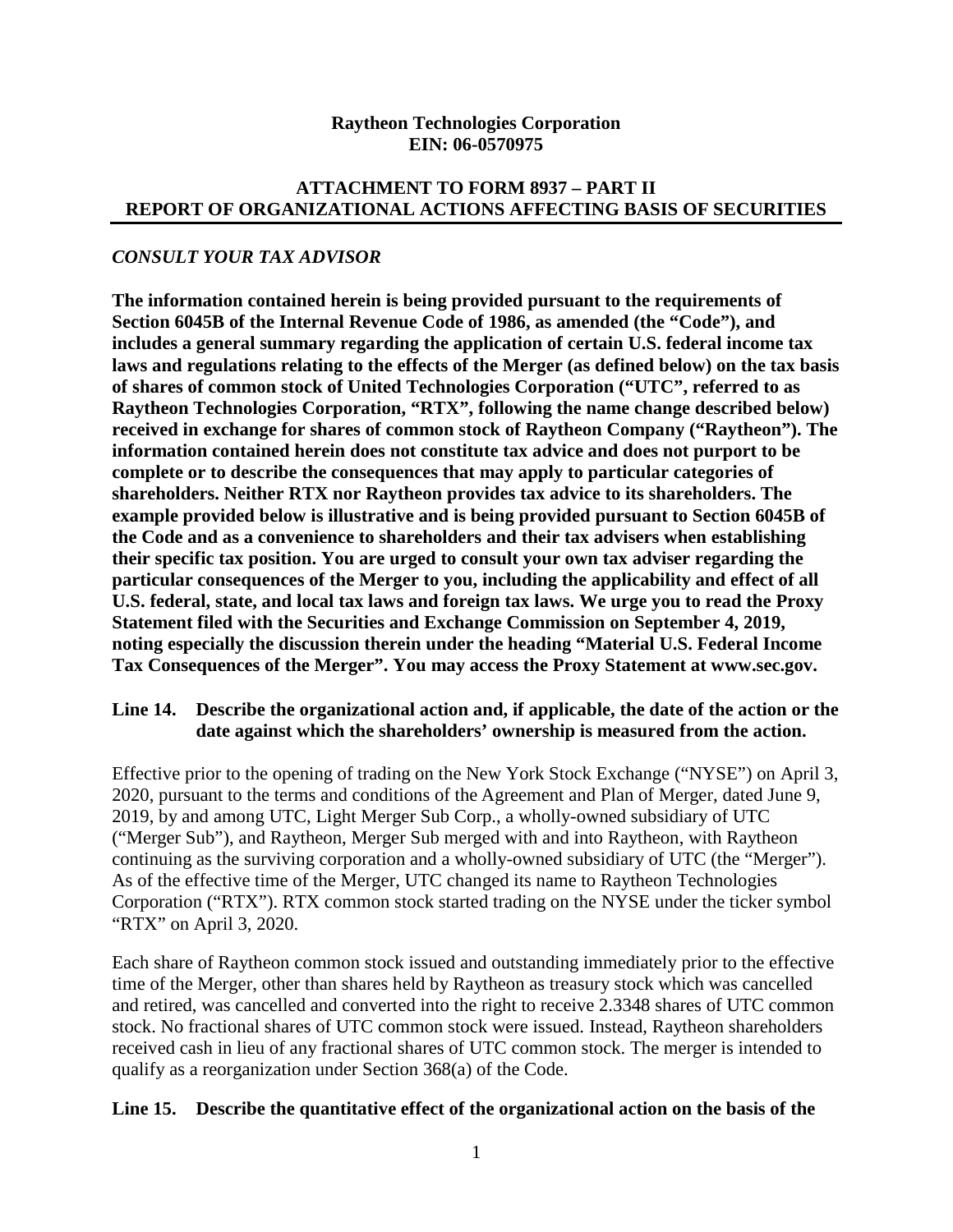**Raytheon Technologies Corporation**
**EIN: 06-0570975**

## ATTACHMENT TO FORM 8937 – PART II
## REPORT OF ORGANIZATIONAL ACTIONS AFFECTING BASIS OF SECURITIES

***CONSULT YOUR TAX ADVISOR***

**The information contained herein is being provided pursuant to the requirements of Section 6045B of the Internal Revenue Code of 1986, as amended (the "Code"), and includes a general summary regarding the application of certain U.S. federal income tax laws and regulations relating to the effects of the Merger (as defined below) on the tax basis of shares of common stock of United Technologies Corporation ("UTC", referred to as Raytheon Technologies Corporation, "RTX", following the name change described below) received in exchange for shares of common stock of Raytheon Company ("Raytheon"). The information contained herein does not constitute tax advice and does not purport to be complete or to describe the consequences that may apply to particular categories of shareholders. Neither RTX nor Raytheon provides tax advice to its shareholders. The example provided below is illustrative and is being provided pursuant to Section 6045B of the Code and as a convenience to shareholders and their tax advisers when establishing their specific tax position. You are urged to consult your own tax adviser regarding the particular consequences of the Merger to you, including the applicability and effect of all U.S. federal, state, and local tax laws and foreign tax laws. We urge you to read the Proxy Statement filed with the Securities and Exchange Commission on September 4, 2019, noting especially the discussion therein under the heading "Material U.S. Federal Income Tax Consequences of the Merger". You may access the Proxy Statement at www.sec.gov.**

### Line 14. Describe the organizational action and, if applicable, the date of the action or the date against which the shareholders' ownership is measured from the action.

Effective prior to the opening of trading on the New York Stock Exchange ("NYSE") on April 3, 2020, pursuant to the terms and conditions of the Agreement and Plan of Merger, dated June 9, 2019, by and among UTC, Light Merger Sub Corp., a wholly-owned subsidiary of UTC ("Merger Sub"), and Raytheon, Merger Sub merged with and into Raytheon, with Raytheon continuing as the surviving corporation and a wholly-owned subsidiary of UTC (the "Merger"). As of the effective time of the Merger, UTC changed its name to Raytheon Technologies Corporation ("RTX"). RTX common stock started trading on the NYSE under the ticker symbol "RTX" on April 3, 2020.

Each share of Raytheon common stock issued and outstanding immediately prior to the effective time of the Merger, other than shares held by Raytheon as treasury stock which was cancelled and retired, was cancelled and converted into the right to receive 2.3348 shares of UTC common stock. No fractional shares of UTC common stock were issued. Instead, Raytheon shareholders received cash in lieu of any fractional shares of UTC common stock. The merger is intended to qualify as a reorganization under Section 368(a) of the Code.

### Line 15. Describe the quantitative effect of the organizational action on the basis of the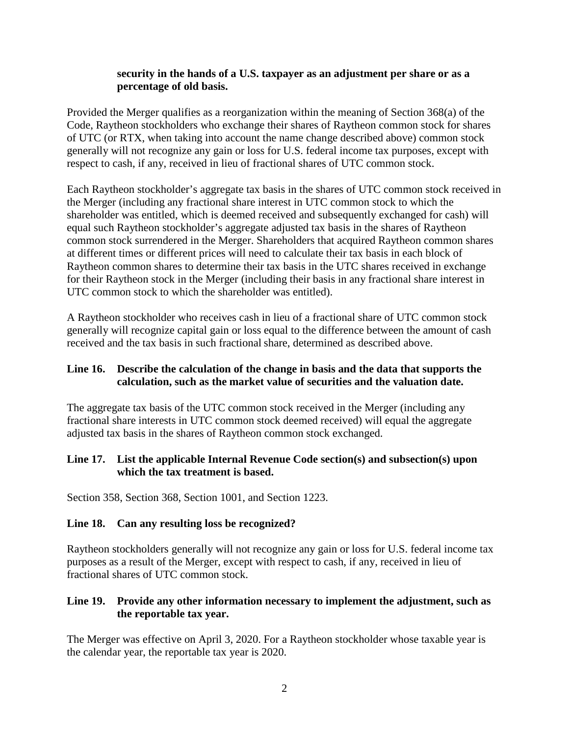**security in the hands of a U.S. taxpayer as an adjustment per share or as a percentage of old basis.**

Provided the Merger qualifies as a reorganization within the meaning of Section 368(a) of the Code, Raytheon stockholders who exchange their shares of Raytheon common stock for shares of UTC (or RTX, when taking into account the name change described above) common stock generally will not recognize any gain or loss for U.S. federal income tax purposes, except with respect to cash, if any, received in lieu of fractional shares of UTC common stock.

Each Raytheon stockholder's aggregate tax basis in the shares of UTC common stock received in the Merger (including any fractional share interest in UTC common stock to which the shareholder was entitled, which is deemed received and subsequently exchanged for cash) will equal such Raytheon stockholder's aggregate adjusted tax basis in the shares of Raytheon common stock surrendered in the Merger. Shareholders that acquired Raytheon common shares at different times or different prices will need to calculate their tax basis in each block of Raytheon common shares to determine their tax basis in the UTC shares received in exchange for their Raytheon stock in the Merger (including their basis in any fractional share interest in UTC common stock to which the shareholder was entitled).

A Raytheon stockholder who receives cash in lieu of a fractional share of UTC common stock generally will recognize capital gain or loss equal to the difference between the amount of cash received and the tax basis in such fractional share, determined as described above.

**Line 16. Describe the calculation of the change in basis and the data that supports the calculation, such as the market value of securities and the valuation date.**

The aggregate tax basis of the UTC common stock received in the Merger (including any fractional share interests in UTC common stock deemed received) will equal the aggregate adjusted tax basis in the shares of Raytheon common stock exchanged.

**Line 17. List the applicable Internal Revenue Code section(s) and subsection(s) upon which the tax treatment is based.**

Section 358, Section 368, Section 1001, and Section 1223.

**Line 18. Can any resulting loss be recognized?**

Raytheon stockholders generally will not recognize any gain or loss for U.S. federal income tax purposes as a result of the Merger, except with respect to cash, if any, received in lieu of fractional shares of UTC common stock.

**Line 19. Provide any other information necessary to implement the adjustment, such as the reportable tax year.**

The Merger was effective on April 3, 2020. For a Raytheon stockholder whose taxable year is the calendar year, the reportable tax year is 2020.